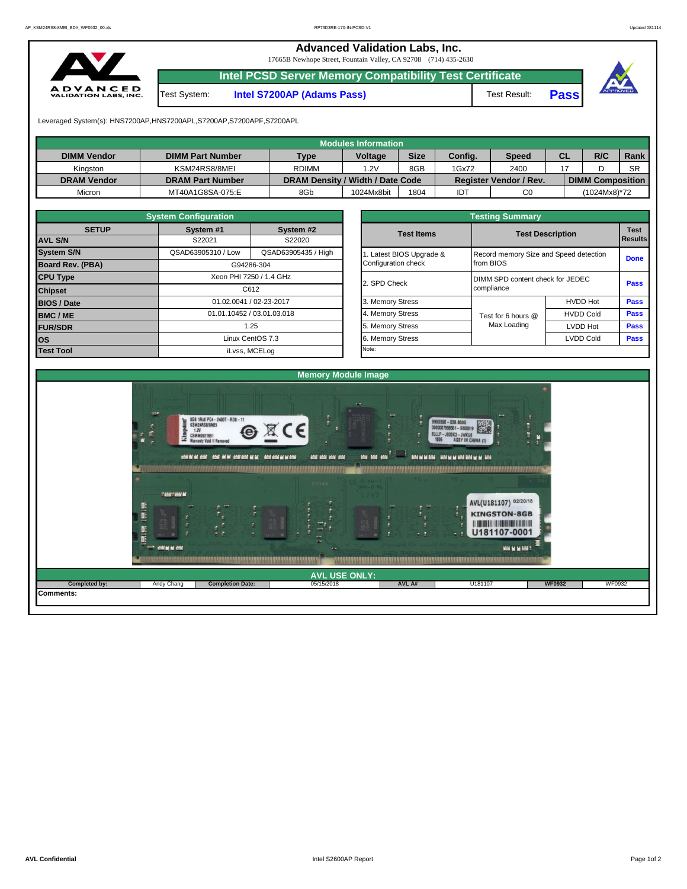# Advanced Validation Labs, Inc.

17665B Newhope Street, Fountain Valley, CA 92708 (714) 435-2630

## Intel PCSD Server Memory Compatibility Test Certificate

Test System: **Intel S7200AP (Adams Pass)** Test Result: **Pass**

Leveraged System(s): HNS7200AP,HNS7200APL,S7200AP,S7200APF,S7200APL

| Modules Information | | | | | | | | | |
|---|---|---|---|---|---|---|---|---|---|
| **DIMM Vendor** | **DIMM Part Number** | **Type** | **Voltage** | **Size** | **Config.** | **Speed** | **CL** | **R/C** | **Rank** |
| Kingston | KSM24RS8/8MEI | RDIMM | 1.2V | 8GB | 1Gx72 | 2400 | 17 | D | SR |
| **DRAM Vendor** | **DRAM Part Number** | **DRAM Density / Width / Date Code** | | | **Register Vendor / Rev.** | | **DIMM Composition** | | |
| Micron | MT40A1G8SA-075:E | 8Gb | 1024Mx8bit | 1804 | IDT | C0 | (1024Mx8)*72 | | |

| System Configuration | | |
|---|---|---|
| **SETUP** | **System #1** | **System #2** |
| **AVL S/N** | S22021 | S22020 |
| **System S/N** | QSAD63905310 / Low | QSAD63905435 / High |
| **Board Rev. (PBA)** | G94286-304 | |
| **CPU Type** | Xeon PHI 7250 / 1.4 GHz | |
| **Chipset** | C612 | |
| **BIOS / Date** | 01.02.0041 / 02-23-2017 | |
| **BMC / ME** | 01.01.10452 / 03.01.03.018 | |
| **FUR/SDR** | 1.25 | |
| **OS** | Linux CentOS 7.3 | |
| **Test Tool** | iLvss, MCELog | |

| Testing Summary | | | |
|---|---|---|---|
| **Test Items** | **Test Description** | | **Test Results** |
| 1. Latest BIOS Upgrade & Configuration check | Record memory Size and Speed detection from BIOS | | **Done** |
| 2. SPD Check | DIMM SPD content check for JEDEC compliance | | **Pass** |
| 3. Memory Stress | Test for 6 hours @ Max Loading | HVDD Hot | **Pass** |
| 4. Memory Stress | | HVDD Cold | **Pass** |
| 5. Memory Stress | | LVDD Hot | **Pass** |
| 6. Memory Stress | | LVDD Cold | **Pass** |
| Note: | | | |

## Memory Module Image

## AVL USE ONLY:

| **Completed by:** | Andy Chang | **Completion Date:** | 05/15/2018 | **AVL A#** | U181107 | **WF0932** | WF0932 |
|---|---|---|---|---|---|---|---|

**Comments:**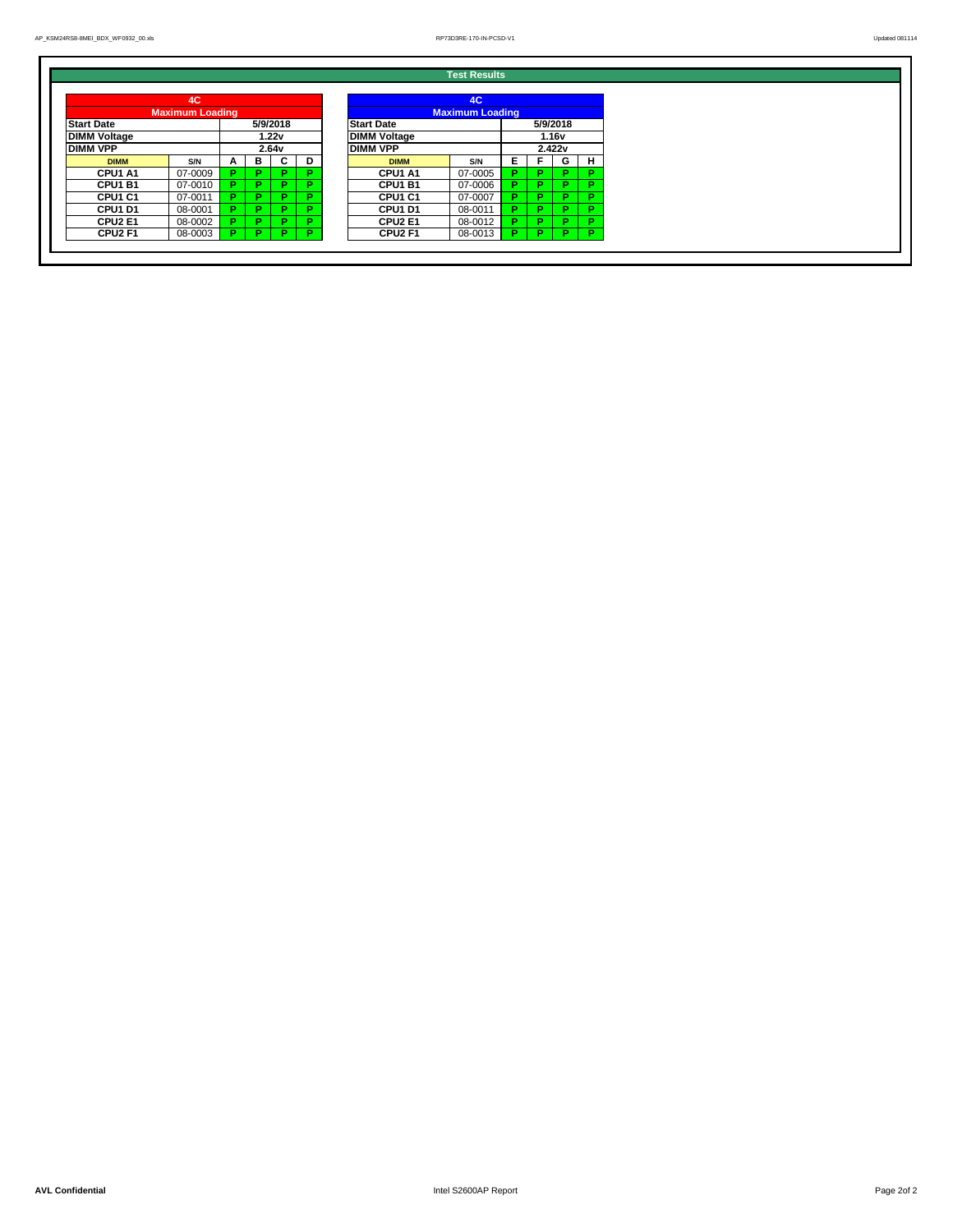## Test Results

| 4C Maximum Loading | | | | | |
|---|---|---|---|---|---|
| Start Date | | 5/9/2018 | | | |
| DIMM Voltage | | 1.22v | | | |
| DIMM VPP | | 2.64v | | | |
| DIMM | S/N | A | B | C | D |
| CPU1 A1 | 07-0009 | P | P | P | P |
| CPU1 B1 | 07-0010 | P | P | P | P |
| CPU1 C1 | 07-0011 | P | P | P | P |
| CPU1 D1 | 08-0001 | P | P | P | P |
| CPU2 E1 | 08-0002 | P | P | P | P |
| CPU2 F1 | 08-0003 | P | P | P | P |

| 4C Maximum Loading | | | | | |
|---|---|---|---|---|---|
| Start Date | | 5/9/2018 | | | |
| DIMM Voltage | | 1.16v | | | |
| DIMM VPP | | 2.422v | | | |
| DIMM | S/N | E | F | G | H |
| CPU1 A1 | 07-0005 | P | P | P | P |
| CPU1 B1 | 07-0006 | P | P | P | P |
| CPU1 C1 | 07-0007 | P | P | P | P |
| CPU1 D1 | 08-0011 | P | P | P | P |
| CPU2 E1 | 08-0012 | P | P | P | P |
| CPU2 F1 | 08-0013 | P | P | P | P |